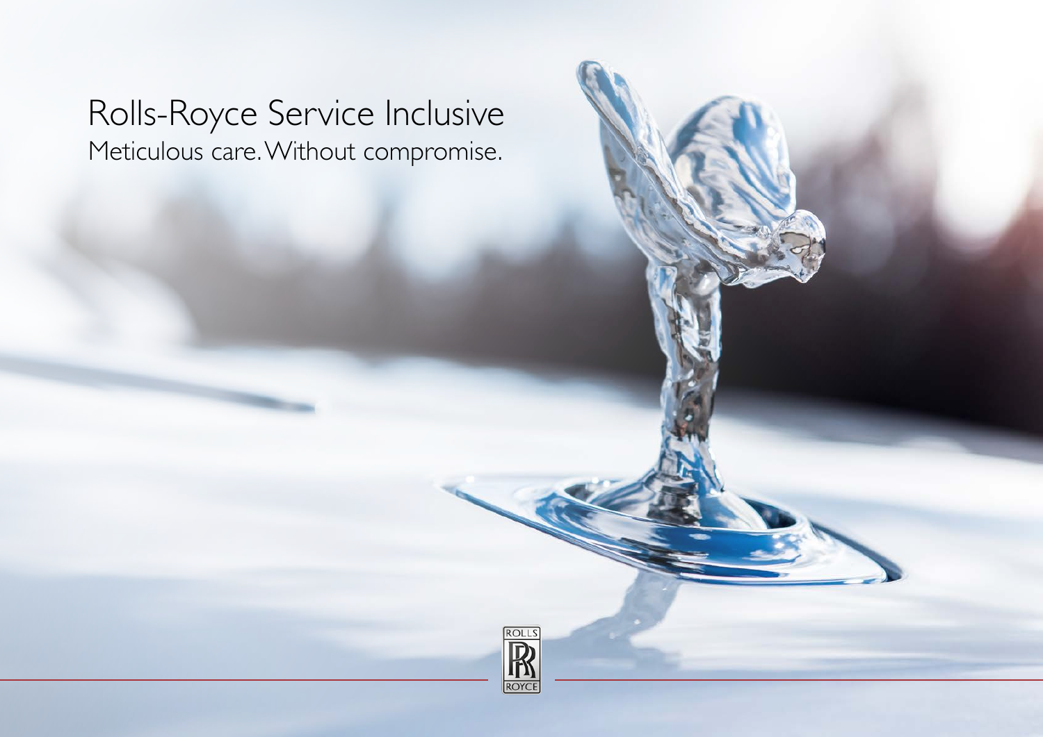# Rolls-Royce Service Inclusive

Meticulous care. Without compromise.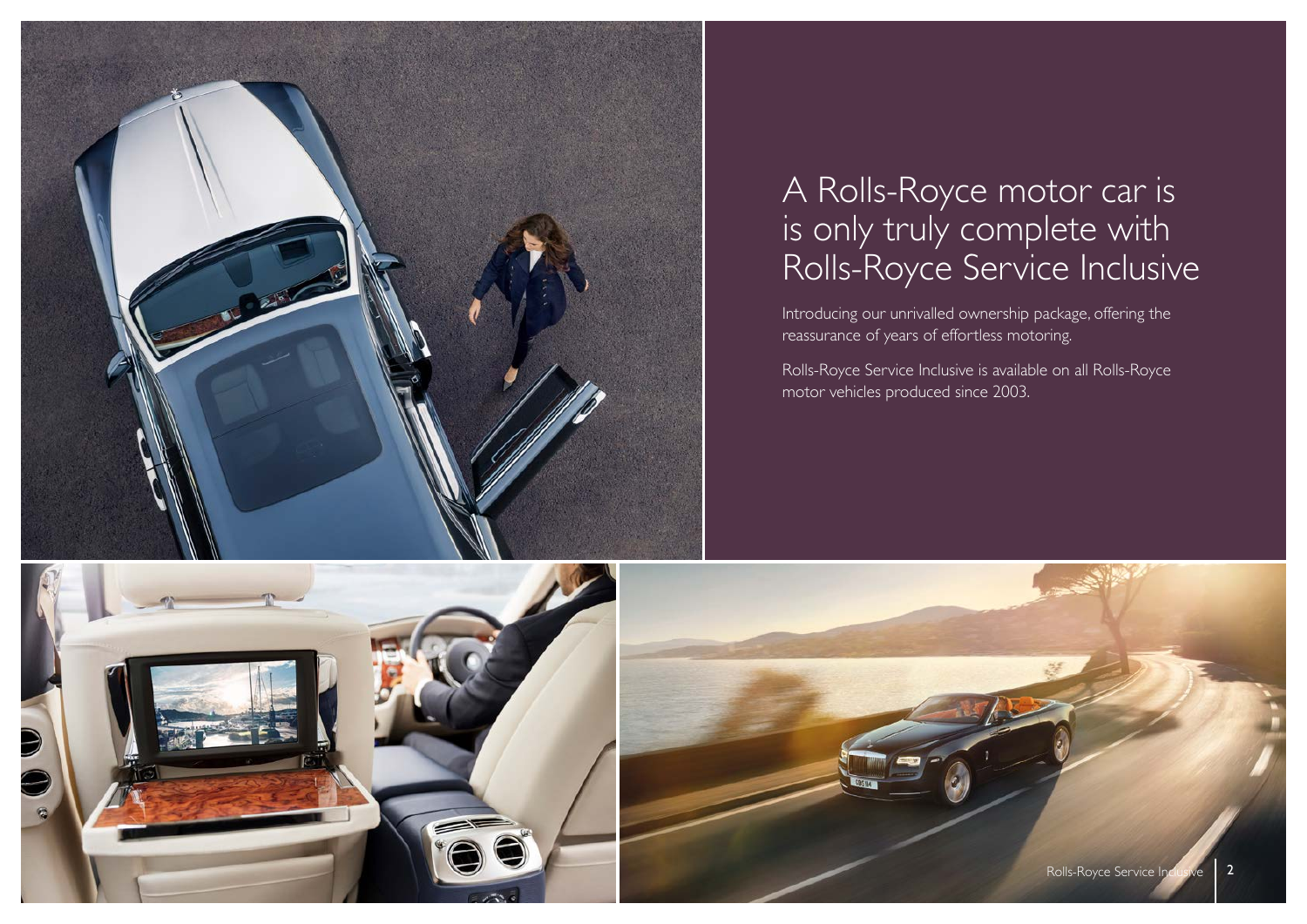# A Rolls-Royce motor car is is only truly complete with Rolls-Royce Service Inclusive

Introducing our unrivalled ownership package, offering the reassurance of years of effortless motoring.

Rolls-Royce Service Inclusive is available on all Rolls-Royce motor vehicles produced since 2003.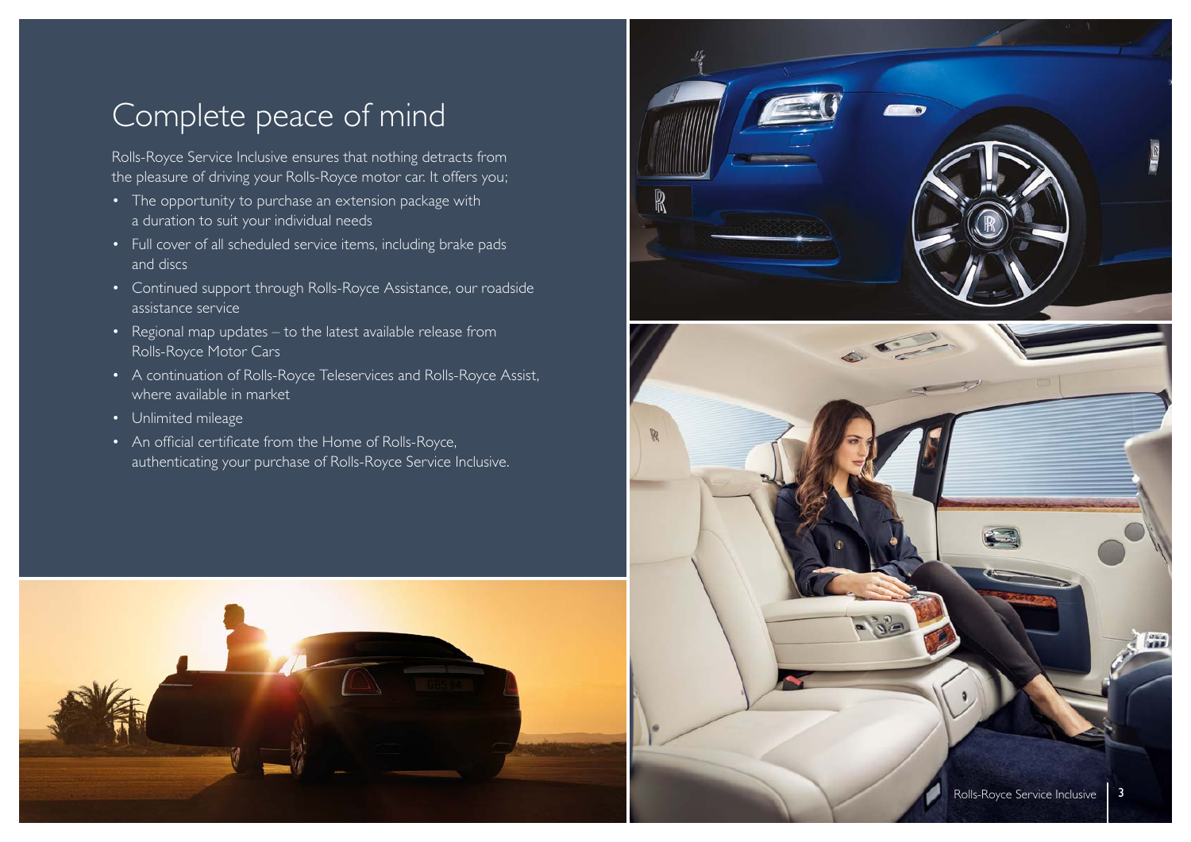# Complete peace of mind

Rolls-Royce Service Inclusive ensures that nothing detracts from the pleasure of driving your Rolls-Royce motor car. It offers you;

- The opportunity to purchase an extension package with a duration to suit your individual needs
- Full cover of all scheduled service items, including brake pads and discs
- Continued support through Rolls-Royce Assistance, our roadside assistance service
- Regional map updates – to the latest available release from Rolls-Royce Motor Cars
- A continuation of Rolls-Royce Teleservices and Rolls-Royce Assist, where available in market
- Unlimited mileage
- An official certificate from the Home of Rolls-Royce, authenticating your purchase of Rolls-Royce Service Inclusive.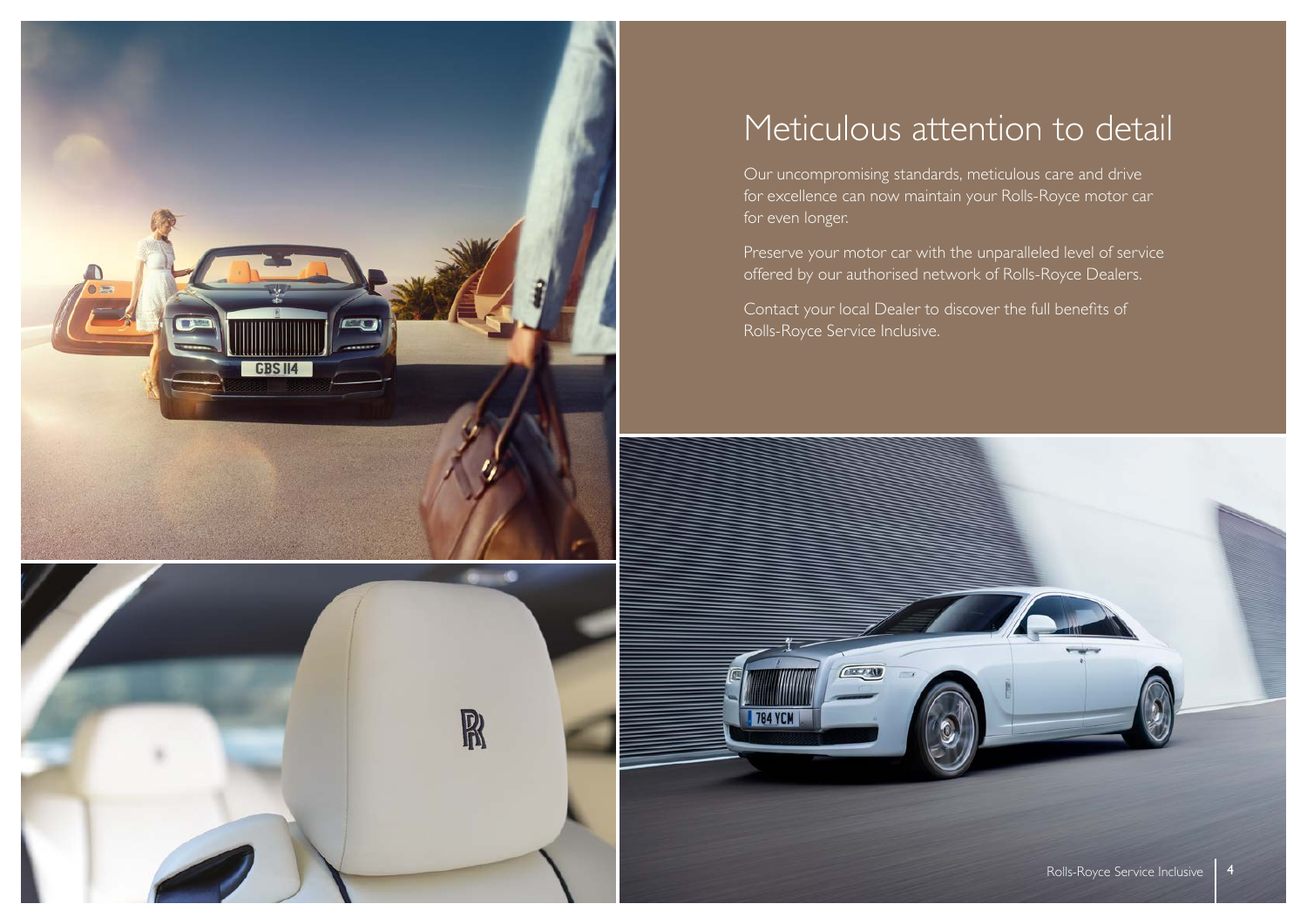# Meticulous attention to detail

Our uncompromising standards, meticulous care and drive for excellence can now maintain your Rolls-Royce motor car for even longer.

Preserve your motor car with the unparalleled level of service offered by our authorised network of Rolls-Royce Dealers.

Contact your local Dealer to discover the full benefits of Rolls-Royce Service Inclusive.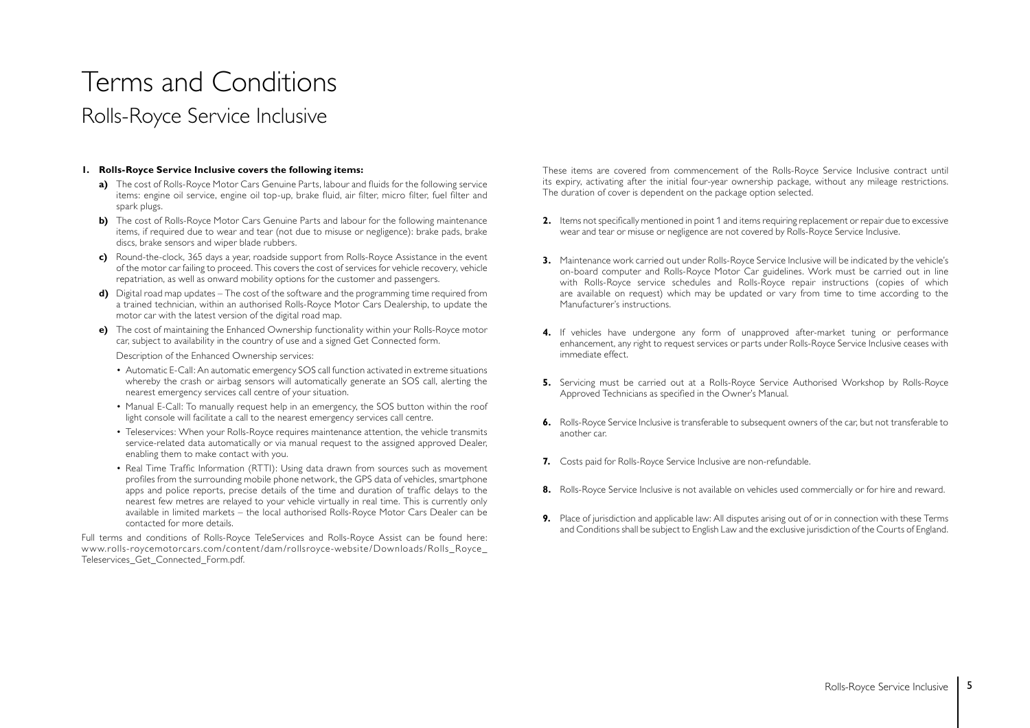# Terms and Conditions

## Rolls-Royce Service Inclusive

**1. Rolls-Royce Service Inclusive covers the following items:**

**a)** The cost of Rolls-Royce Motor Cars Genuine Parts, labour and fluids for the following service items: engine oil service, engine oil top-up, brake fluid, air filter, micro filter, fuel filter and spark plugs.

**b)** The cost of Rolls-Royce Motor Cars Genuine Parts and labour for the following maintenance items, if required due to wear and tear (not due to misuse or negligence): brake pads, brake discs, brake sensors and wiper blade rubbers.

**c)** Round-the-clock, 365 days a year, roadside support from Rolls-Royce Assistance in the event of the motor car failing to proceed. This covers the cost of services for vehicle recovery, vehicle repatriation, as well as onward mobility options for the customer and passengers.

**d)** Digital road map updates – The cost of the software and the programming time required from a trained technician, within an authorised Rolls-Royce Motor Cars Dealership, to update the motor car with the latest version of the digital road map.

**e)** The cost of maintaining the Enhanced Ownership functionality within your Rolls-Royce motor car, subject to availability in the country of use and a signed Get Connected form.

Description of the Enhanced Ownership services:

- Automatic E-Call: An automatic emergency SOS call function activated in extreme situations whereby the crash or airbag sensors will automatically generate an SOS call, alerting the nearest emergency services call centre of your situation.
- Manual E-Call: To manually request help in an emergency, the SOS button within the roof light console will facilitate a call to the nearest emergency services call centre.
- Teleservices: When your Rolls-Royce requires maintenance attention, the vehicle transmits service-related data automatically or via manual request to the assigned approved Dealer, enabling them to make contact with you.
- Real Time Traffic Information (RTTI): Using data drawn from sources such as movement profiles from the surrounding mobile phone network, the GPS data of vehicles, smartphone apps and police reports, precise details of the time and duration of traffic delays to the nearest few metres are relayed to your vehicle virtually in real time. This is currently only available in limited markets – the local authorised Rolls-Royce Motor Cars Dealer can be contacted for more details.

Full terms and conditions of Rolls-Royce TeleServices and Rolls-Royce Assist can be found here: www.rolls-roycemotorcars.com/content/dam/rollsroyce-website/Downloads/Rolls_Royce_Teleservices_Get_Connected_Form.pdf.

These items are covered from commencement of the Rolls-Royce Service Inclusive contract until its expiry, activating after the initial four-year ownership package, without any mileage restrictions. The duration of cover is dependent on the package option selected.

**2.** Items not specifically mentioned in point 1 and items requiring replacement or repair due to excessive wear and tear or misuse or negligence are not covered by Rolls-Royce Service Inclusive.

**3.** Maintenance work carried out under Rolls-Royce Service Inclusive will be indicated by the vehicle's on-board computer and Rolls-Royce Motor Car guidelines. Work must be carried out in line with Rolls-Royce service schedules and Rolls-Royce repair instructions (copies of which are available on request) which may be updated or vary from time to time according to the Manufacturer's instructions.

**4.** If vehicles have undergone any form of unapproved after-market tuning or performance enhancement, any right to request services or parts under Rolls-Royce Service Inclusive ceases with immediate effect.

**5.** Servicing must be carried out at a Rolls-Royce Service Authorised Workshop by Rolls-Royce Approved Technicians as specified in the Owner's Manual.

**6.** Rolls-Royce Service Inclusive is transferable to subsequent owners of the car, but not transferable to another car.

**7.** Costs paid for Rolls-Royce Service Inclusive are non-refundable.

**8.** Rolls-Royce Service Inclusive is not available on vehicles used commercially or for hire and reward.

**9.** Place of jurisdiction and applicable law: All disputes arising out of or in connection with these Terms and Conditions shall be subject to English Law and the exclusive jurisdiction of the Courts of England.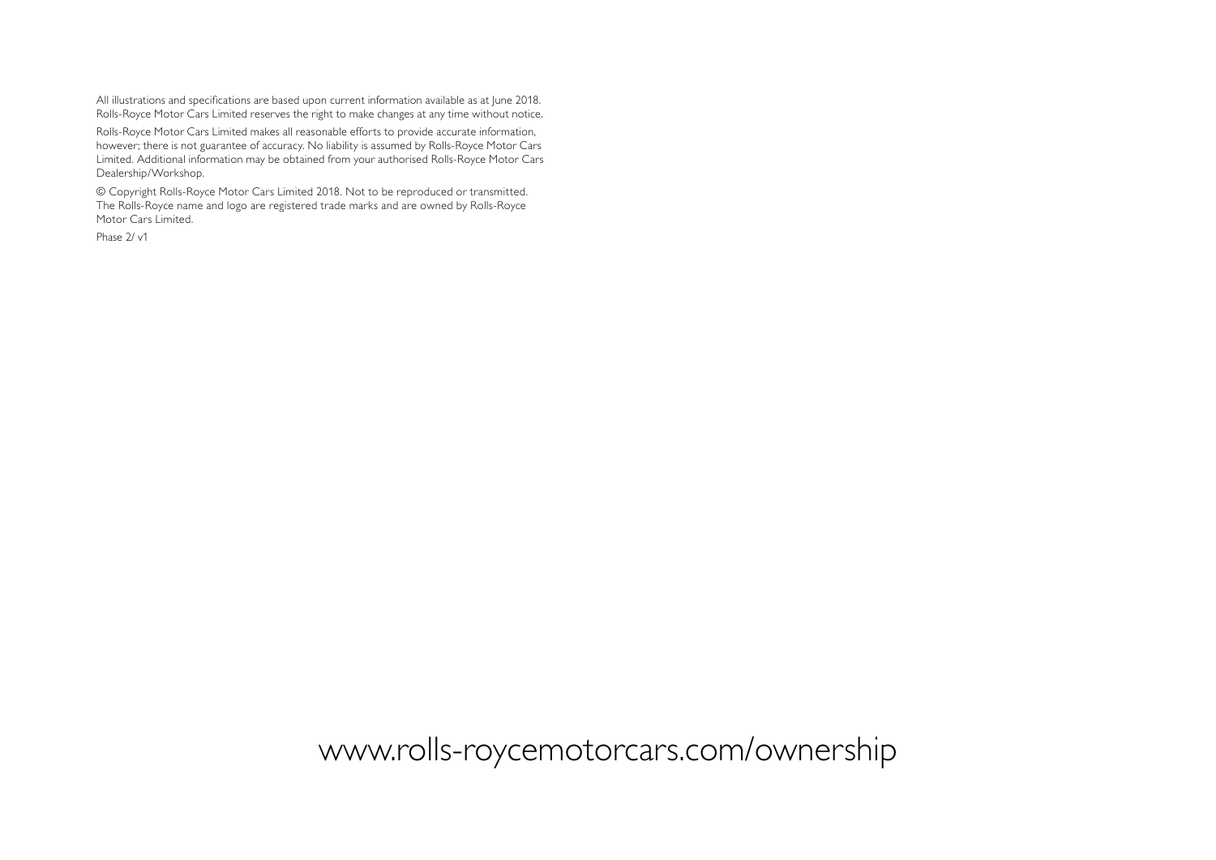All illustrations and specifications are based upon current information available as at June 2018. Rolls-Royce Motor Cars Limited reserves the right to make changes at any time without notice.

Rolls-Royce Motor Cars Limited makes all reasonable efforts to provide accurate information, however; there is not guarantee of accuracy. No liability is assumed by Rolls-Royce Motor Cars Limited. Additional information may be obtained from your authorised Rolls-Royce Motor Cars Dealership/Workshop.

© Copyright Rolls-Royce Motor Cars Limited 2018. Not to be reproduced or transmitted. The Rolls-Royce name and logo are registered trade marks and are owned by Rolls-Royce Motor Cars Limited.

Phase 2/ v1

www.rolls-roycemotorcars.com/ownership